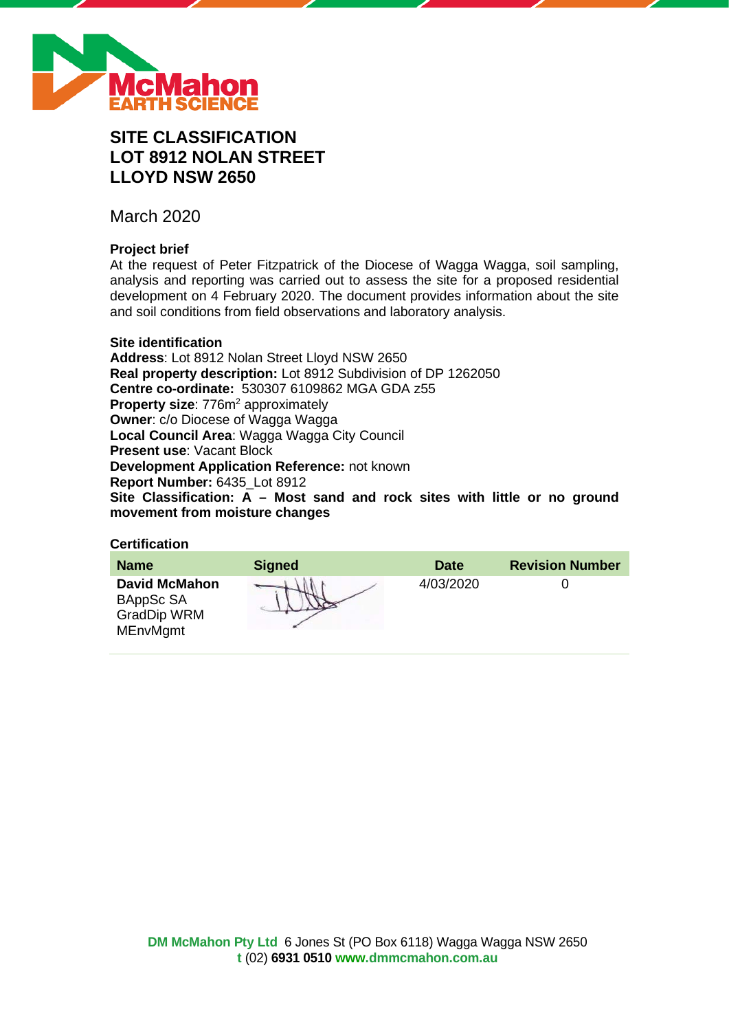# SITE CLASSIFICATION
# LOT 8912 NOLAN STREET
# LLOYD NSW 2650

March 2020

**Project brief**

At the request of Peter Fitzpatrick of the Diocese of Wagga Wagga, soil sampling, analysis and reporting was carried out to assess the site for a proposed residential development on 4 February 2020. The document provides information about the site and soil conditions from field observations and laboratory analysis.

**Site identification**

**Address**: Lot 8912 Nolan Street Lloyd NSW 2650
**Real property description:** Lot 8912 Subdivision of DP 1262050
**Centre co-ordinate:** 530307 6109862 MGA GDA z55
**Property size**: 776m$^2$ approximately
**Owner**: c/o Diocese of Wagga Wagga
**Local Council Area**: Wagga Wagga City Council
**Present use**: Vacant Block
**Development Application Reference:** not known
**Report Number:** 6435_Lot 8912
**Site Classification: A – Most sand and rock sites with little or no ground movement from moisture changes**

**Certification**

| Name | Signed | Date | Revision Number |
|---|---|---|---|
| **David McMahon** BAppSc SA GradDip WRM MEnvMgmt | | 4/03/2020 | 0 |

**DM McMahon Pty Ltd** 6 Jones St (PO Box 6118) Wagga Wagga NSW 2650
**t** (02) **6931 0510** **www.dmmcmahon.com.au**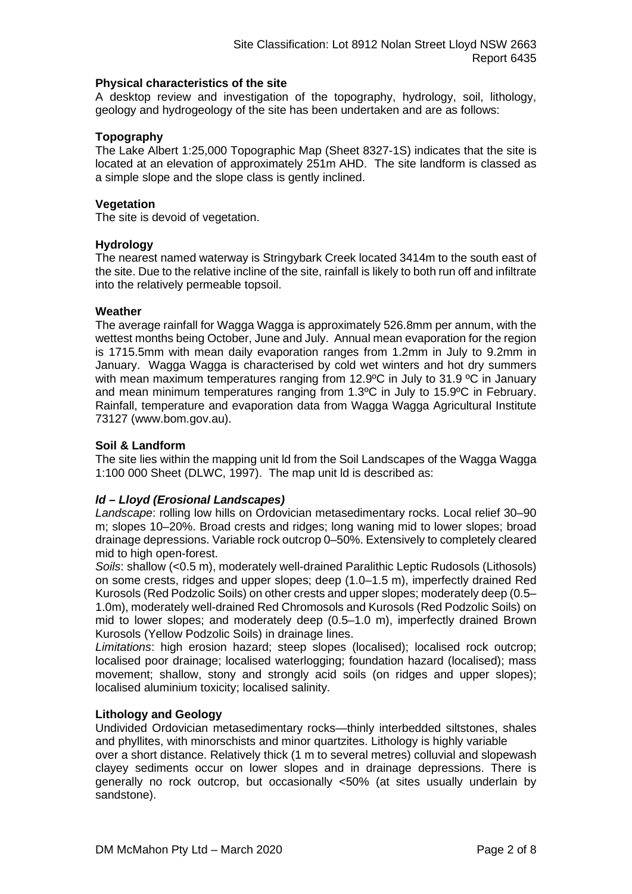### Physical characteristics of the site

A desktop review and investigation of the topography, hydrology, soil, lithology, geology and hydrogeology of the site has been undertaken and are as follows:

### Topography

The Lake Albert 1:25,000 Topographic Map (Sheet 8327-1S) indicates that the site is located at an elevation of approximately 251m AHD. The site landform is classed as a simple slope and the slope class is gently inclined.

### Vegetation

The site is devoid of vegetation.

### Hydrology

The nearest named waterway is Stringybark Creek located 3414m to the south east of the site. Due to the relative incline of the site, rainfall is likely to both run off and infiltrate into the relatively permeable topsoil.

### Weather

The average rainfall for Wagga Wagga is approximately 526.8mm per annum, with the wettest months being October, June and July. Annual mean evaporation for the region is 1715.5mm with mean daily evaporation ranges from 1.2mm in July to 9.2mm in January. Wagga Wagga is characterised by cold wet winters and hot dry summers with mean maximum temperatures ranging from 12.9ºC in July to 31.9 ºC in January and mean minimum temperatures ranging from 1.3ºC in July to 15.9ºC in February. Rainfall, temperature and evaporation data from Wagga Wagga Agricultural Institute 73127 (www.bom.gov.au).

### Soil & Landform

The site lies within the mapping unit ld from the Soil Landscapes of the Wagga Wagga 1:100 000 Sheet (DLWC, 1997). The map unit ld is described as:

***ld – Lloyd (Erosional Landscapes)***

*Landscape*: rolling low hills on Ordovician metasedimentary rocks. Local relief 30–90 m; slopes 10–20%. Broad crests and ridges; long waning mid to lower slopes; broad drainage depressions. Variable rock outcrop 0–50%. Extensively to completely cleared mid to high open-forest.

*Soils*: shallow (<0.5 m), moderately well-drained Paralithic Leptic Rudosols (Lithosols) on some crests, ridges and upper slopes; deep (1.0–1.5 m), imperfectly drained Red Kurosols (Red Podzolic Soils) on other crests and upper slopes; moderately deep (0.5–1.0m), moderately well-drained Red Chromosols and Kurosols (Red Podzolic Soils) on mid to lower slopes; and moderately deep (0.5–1.0 m), imperfectly drained Brown Kurosols (Yellow Podzolic Soils) in drainage lines.

*Limitations*: high erosion hazard; steep slopes (localised); localised rock outcrop; localised poor drainage; localised waterlogging; foundation hazard (localised); mass movement; shallow, stony and strongly acid soils (on ridges and upper slopes); localised aluminium toxicity; localised salinity.

### Lithology and Geology

Undivided Ordovician metasedimentary rocks—thinly interbedded siltstones, shales and phyllites, with minorschists and minor quartzites. Lithology is highly variable over a short distance. Relatively thick (1 m to several metres) colluvial and slopewash clayey sediments occur on lower slopes and in drainage depressions. There is generally no rock outcrop, but occasionally <50% (at sites usually underlain by sandstone).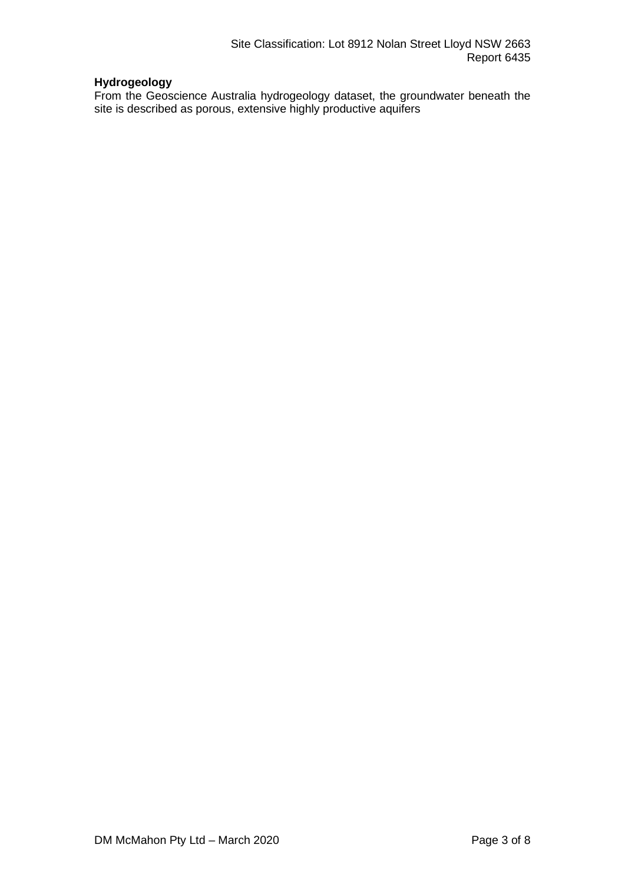**Hydrogeology**

From the Geoscience Australia hydrogeology dataset, the groundwater beneath the site is described as porous, extensive highly productive aquifers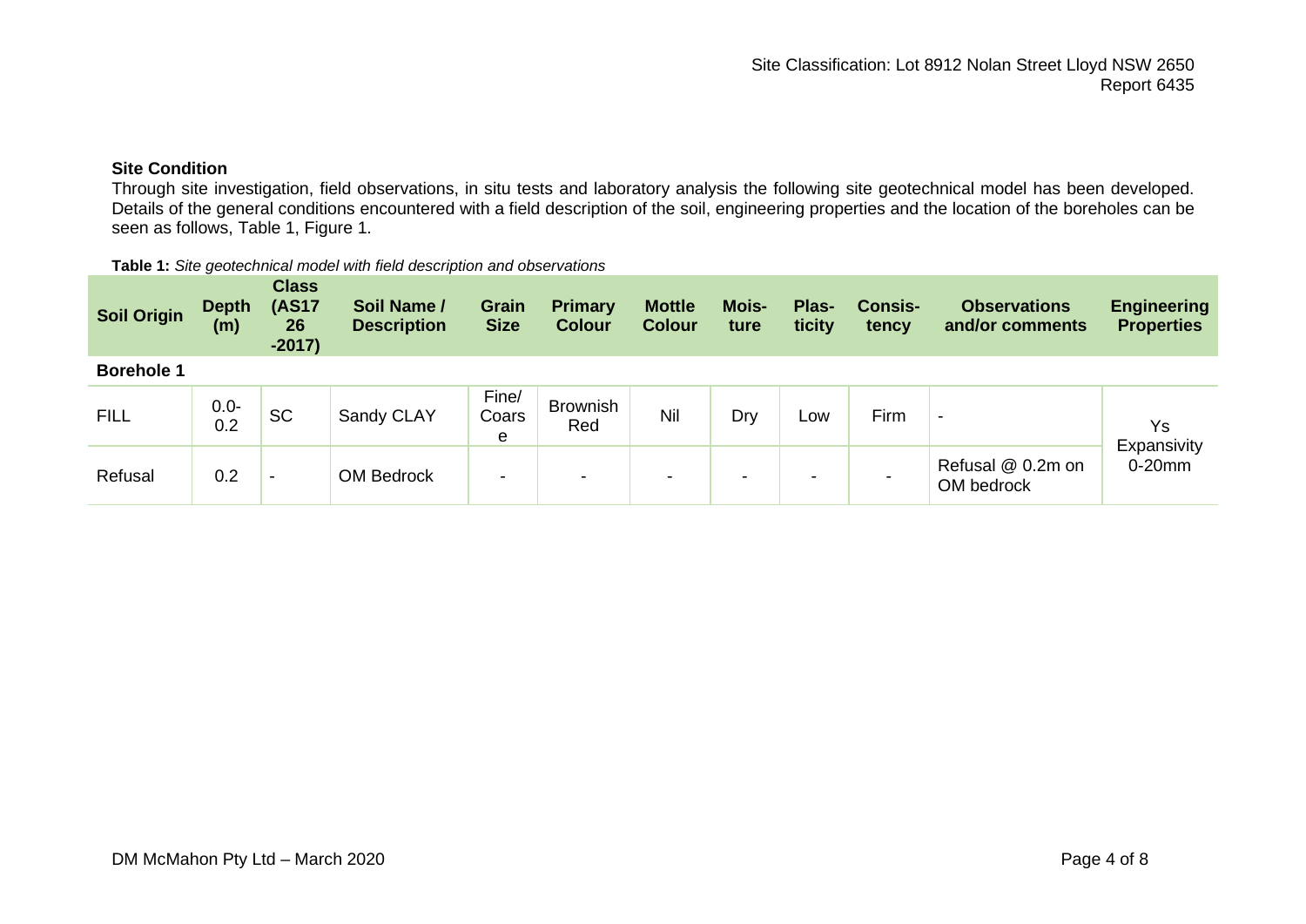**Site Condition**

Through site investigation, field observations, in situ tests and laboratory analysis the following site geotechnical model has been developed. Details of the general conditions encountered with a field description of the soil, engineering properties and the location of the boreholes can be seen as follows, Table 1, Figure 1.

**Table 1:** *Site geotechnical model with field description and observations*

| Soil Origin | Depth (m) | Class (AS1726-2017) | Soil Name / Description | Grain Size | Primary Colour | Mottle Colour | Moisture | Plasticity | Consistency | Observations and/or comments | Engineering Properties |
|---|---|---|---|---|---|---|---|---|---|---|---|
| **Borehole 1** | | | | | | | | | | | |
| FILL | 0.0-0.2 | SC | Sandy CLAY | Fine/Coarse | Brownish Red | Nil | Dry | Low | Firm | - | Ys Expansivity 0-20mm |
| Refusal | 0.2 | - | OM Bedrock | - | - | - | - | - | - | Refusal @ 0.2m on OM bedrock | |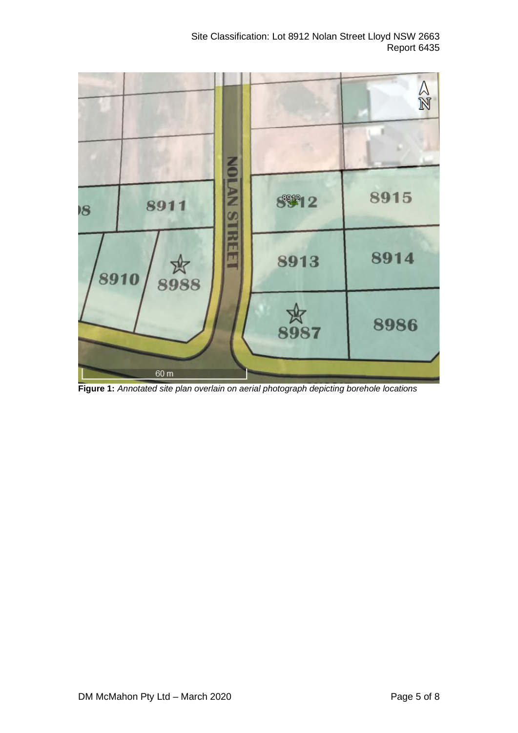**Figure 1:** *Annotated site plan overlain on aerial photograph depicting borehole locations*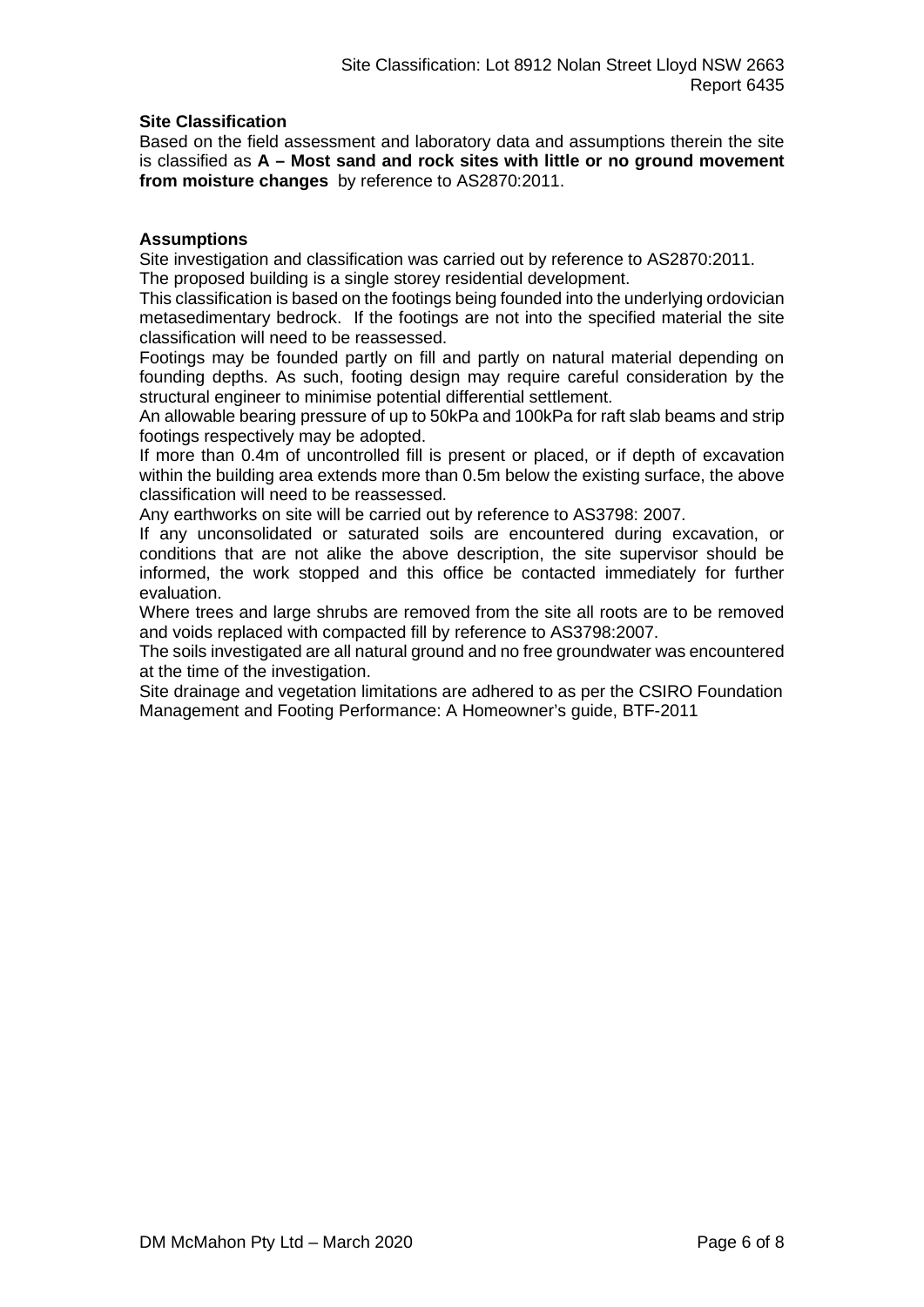**Site Classification**

Based on the field assessment and laboratory data and assumptions therein the site is classified as **A – Most sand and rock sites with little or no ground movement from moisture changes** by reference to AS2870:2011.

**Assumptions**

Site investigation and classification was carried out by reference to AS2870:2011.

The proposed building is a single storey residential development.

This classification is based on the footings being founded into the underlying ordovician metasedimentary bedrock. If the footings are not into the specified material the site classification will need to be reassessed.

Footings may be founded partly on fill and partly on natural material depending on founding depths. As such, footing design may require careful consideration by the structural engineer to minimise potential differential settlement.

An allowable bearing pressure of up to 50kPa and 100kPa for raft slab beams and strip footings respectively may be adopted.

If more than 0.4m of uncontrolled fill is present or placed, or if depth of excavation within the building area extends more than 0.5m below the existing surface, the above classification will need to be reassessed.

Any earthworks on site will be carried out by reference to AS3798: 2007.

If any unconsolidated or saturated soils are encountered during excavation, or conditions that are not alike the above description, the site supervisor should be informed, the work stopped and this office be contacted immediately for further evaluation.

Where trees and large shrubs are removed from the site all roots are to be removed and voids replaced with compacted fill by reference to AS3798:2007.

The soils investigated are all natural ground and no free groundwater was encountered at the time of the investigation.

Site drainage and vegetation limitations are adhered to as per the CSIRO Foundation Management and Footing Performance: A Homeowner's guide, BTF-2011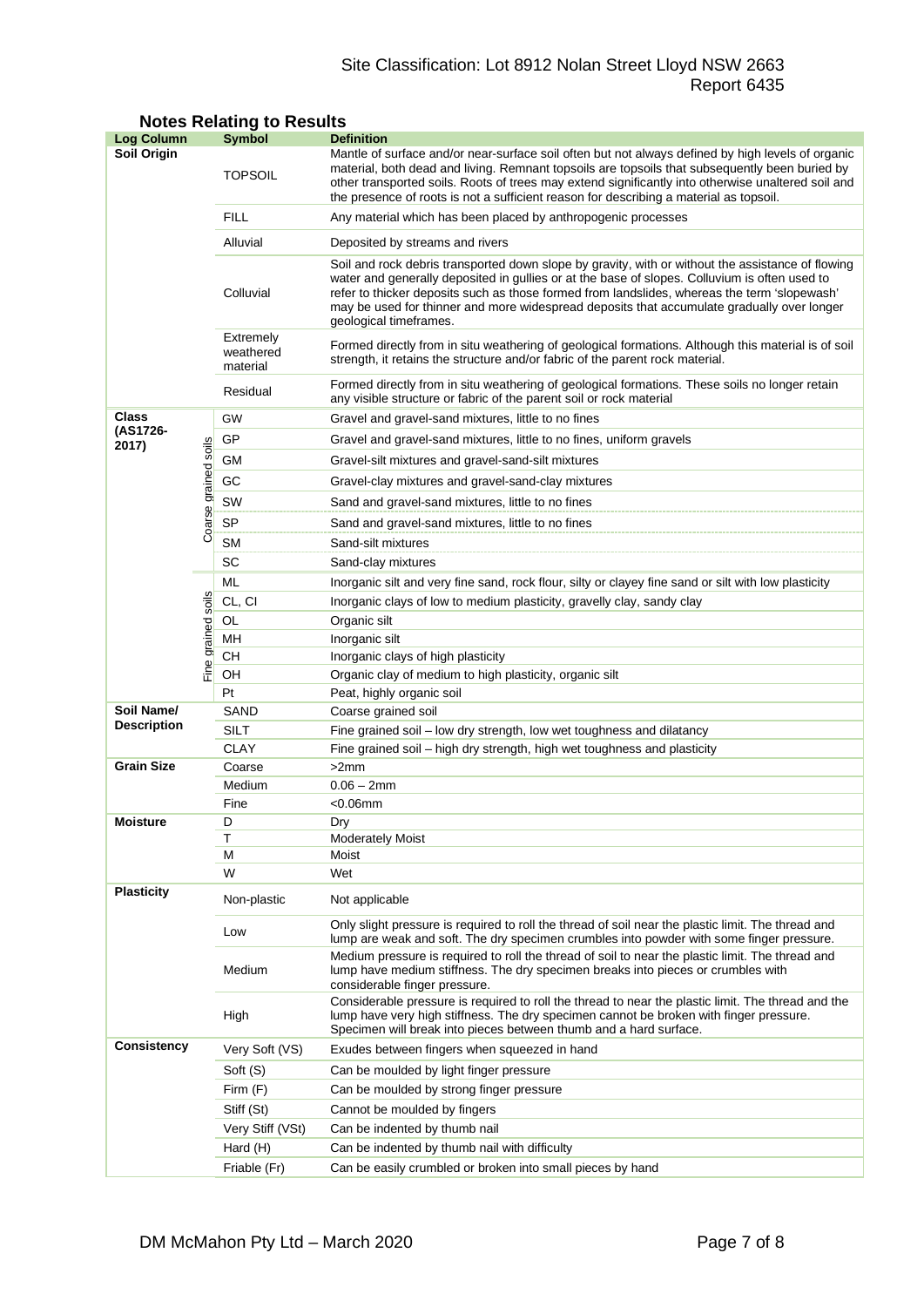## Notes Relating to Results

| Log Column | | Symbol | Definition |
|---|---|---|---|
| Soil Origin | | TOPSOIL | Mantle of surface and/or near-surface soil often but not always defined by high levels of organic material, both dead and living. Remnant topsoils are topsoils that subsequently been buried by other transported soils. Roots of trees may extend significantly into otherwise unaltered soil and the presence of roots is not a sufficient reason for describing a material as topsoil. |
| | | FILL | Any material which has been placed by anthropogenic processes |
| | | Alluvial | Deposited by streams and rivers |
| | | Colluvial | Soil and rock debris transported down slope by gravity, with or without the assistance of flowing water and generally deposited in gullies or at the base of slopes. Colluvium is often used to refer to thicker deposits such as those formed from landslides, whereas the term 'slopewash' may be used for thinner and more widespread deposits that accumulate gradually over longer geological timeframes. |
| | | Extremely weathered material | Formed directly from in situ weathering of geological formations. Although this material is of soil strength, it retains the structure and/or fabric of the parent rock material. |
| | | Residual | Formed directly from in situ weathering of geological formations. These soils no longer retain any visible structure or fabric of the parent soil or rock material |
| Class (AS1726-2017) | Coarse grained soils | GW | Gravel and gravel-sand mixtures, little to no fines |
| | | GP | Gravel and gravel-sand mixtures, little to no fines, uniform gravels |
| | | GM | Gravel-silt mixtures and gravel-sand-silt mixtures |
| | | GC | Gravel-clay mixtures and gravel-sand-clay mixtures |
| | | SW | Sand and gravel-sand mixtures, little to no fines |
| | | SP | Sand and gravel-sand mixtures, little to no fines |
| | | SM | Sand-silt mixtures |
| | | SC | Sand-clay mixtures |
| | Fine grained soils | ML | Inorganic silt and very fine sand, rock flour, silty or clayey fine sand or silt with low plasticity |
| | | CL, CI | Inorganic clays of low to medium plasticity, gravelly clay, sandy clay |
| | | OL | Organic silt |
| | | MH | Inorganic silt |
| | | CH | Inorganic clays of high plasticity |
| | | OH | Organic clay of medium to high plasticity, organic silt |
| | | Pt | Peat, highly organic soil |
| Soil Name/ Description | | SAND | Coarse grained soil |
| | | SILT | Fine grained soil – low dry strength, low wet toughness and dilatancy |
| | | CLAY | Fine grained soil – high dry strength, high wet toughness and plasticity |
| Grain Size | | Coarse | >2mm |
| | | Medium | 0.06 – 2mm |
| | | Fine | <0.06mm |
| Moisture | | D | Dry |
| | | T | Moderately Moist |
| | | M | Moist |
| | | W | Wet |
| Plasticity | | Non-plastic | Not applicable |
| | | Low | Only slight pressure is required to roll the thread of soil near the plastic limit. The thread and lump are weak and soft. The dry specimen crumbles into powder with some finger pressure. |
| | | Medium | Medium pressure is required to roll the thread of soil to near the plastic limit. The thread and lump have medium stiffness. The dry specimen breaks into pieces or crumbles with considerable finger pressure. |
| | | High | Considerable pressure is required to roll the thread to near the plastic limit. The thread and the lump have very high stiffness. The dry specimen cannot be broken with finger pressure. Specimen will break into pieces between thumb and a hard surface. |
| Consistency | | Very Soft (VS) | Exudes between fingers when squeezed in hand |
| | | Soft (S) | Can be moulded by light finger pressure |
| | | Firm (F) | Can be moulded by strong finger pressure |
| | | Stiff (St) | Cannot be moulded by fingers |
| | | Very Stiff (VSt) | Can be indented by thumb nail |
| | | Hard (H) | Can be indented by thumb nail with difficulty |
| | | Friable (Fr) | Can be easily crumbled or broken into small pieces by hand |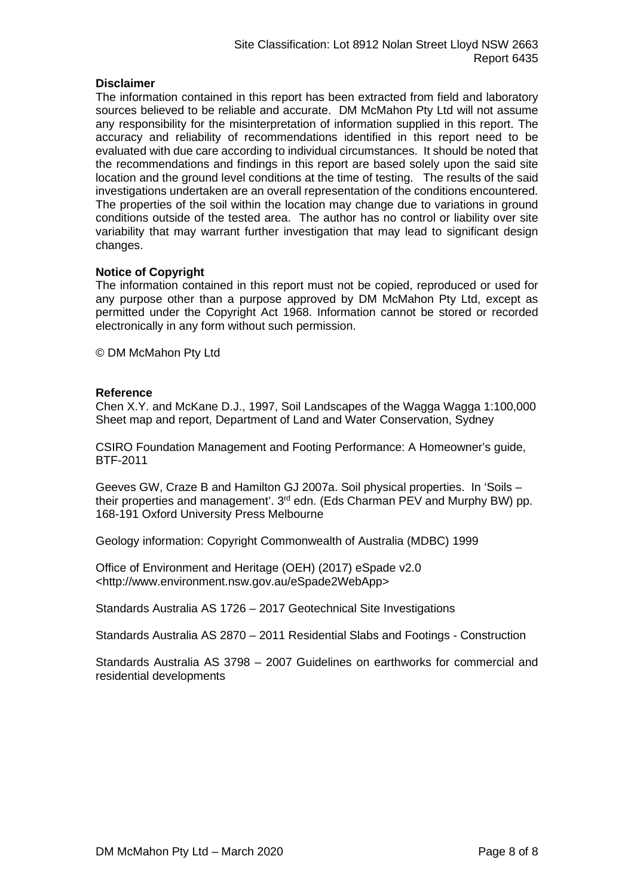**Disclaimer**

The information contained in this report has been extracted from field and laboratory sources believed to be reliable and accurate. DM McMahon Pty Ltd will not assume any responsibility for the misinterpretation of information supplied in this report. The accuracy and reliability of recommendations identified in this report need to be evaluated with due care according to individual circumstances. It should be noted that the recommendations and findings in this report are based solely upon the said site location and the ground level conditions at the time of testing. The results of the said investigations undertaken are an overall representation of the conditions encountered. The properties of the soil within the location may change due to variations in ground conditions outside of the tested area. The author has no control or liability over site variability that may warrant further investigation that may lead to significant design changes.

**Notice of Copyright**

The information contained in this report must not be copied, reproduced or used for any purpose other than a purpose approved by DM McMahon Pty Ltd, except as permitted under the Copyright Act 1968. Information cannot be stored or recorded electronically in any form without such permission.

© DM McMahon Pty Ltd

**Reference**

Chen X.Y. and McKane D.J., 1997, Soil Landscapes of the Wagga Wagga 1:100,000 Sheet map and report, Department of Land and Water Conservation, Sydney

CSIRO Foundation Management and Footing Performance: A Homeowner's guide, BTF-2011

Geeves GW, Craze B and Hamilton GJ 2007a. Soil physical properties. In 'Soils – their properties and management'. 3rd edn. (Eds Charman PEV and Murphy BW) pp. 168-191 Oxford University Press Melbourne

Geology information: Copyright Commonwealth of Australia (MDBC) 1999

Office of Environment and Heritage (OEH) (2017) eSpade v2.0 <http://www.environment.nsw.gov.au/eSpade2WebApp>

Standards Australia AS 1726 – 2017 Geotechnical Site Investigations

Standards Australia AS 2870 – 2011 Residential Slabs and Footings - Construction

Standards Australia AS 3798 – 2007 Guidelines on earthworks for commercial and residential developments